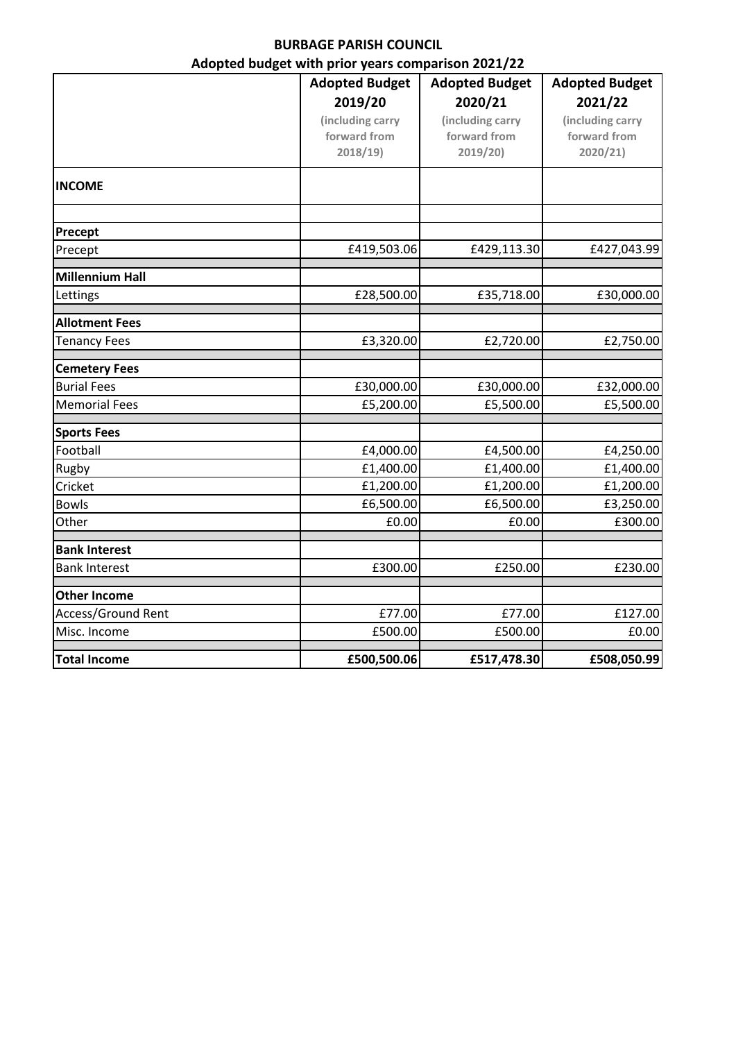# BURBAGE PARISH COUNCIL

## Adopted budget with prior years comparison 2021/22

| | Adopted Budget 2019/20 (including carry forward from 2018/19) | Adopted Budget 2020/21 (including carry forward from 2019/20) | Adopted Budget 2021/22 (including carry forward from 2020/21) |
|---|---|---|---|
| **INCOME** | | | |
| | | | |
| **Precept** | | | |
| Precept | £419,503.06 | £429,113.30 | £427,043.99 |
| **Millennium Hall** | | | |
| Lettings | £28,500.00 | £35,718.00 | £30,000.00 |
| **Allotment Fees** | | | |
| Tenancy Fees | £3,320.00 | £2,720.00 | £2,750.00 |
| **Cemetery Fees** | | | |
| Burial Fees | £30,000.00 | £30,000.00 | £32,000.00 |
| Memorial Fees | £5,200.00 | £5,500.00 | £5,500.00 |
| **Sports Fees** | | | |
| Football | £4,000.00 | £4,500.00 | £4,250.00 |
| Rugby | £1,400.00 | £1,400.00 | £1,400.00 |
| Cricket | £1,200.00 | £1,200.00 | £1,200.00 |
| Bowls | £6,500.00 | £6,500.00 | £3,250.00 |
| Other | £0.00 | £0.00 | £300.00 |
| **Bank Interest** | | | |
| Bank Interest | £300.00 | £250.00 | £230.00 |
| **Other Income** | | | |
| Access/Ground Rent | £77.00 | £77.00 | £127.00 |
| Misc. Income | £500.00 | £500.00 | £0.00 |
| **Total Income** | **£500,500.06** | **£517,478.30** | **£508,050.99** |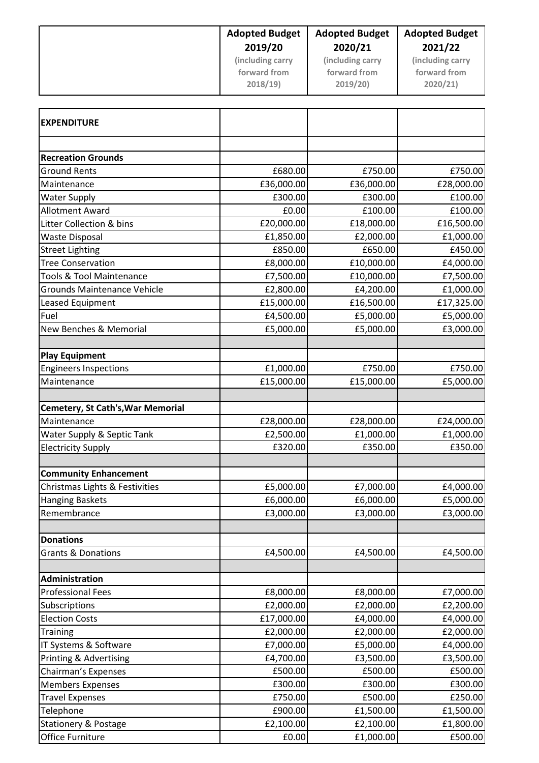| | Adopted Budget 2019/20 (including carry forward from 2018/19) | Adopted Budget 2020/21 (including carry forward from 2019/20) | Adopted Budget 2021/22 (including carry forward from 2020/21) |
|---|---|---|---|
| **EXPENDITURE** | | | |
| | | | |
| **Recreation Grounds** | | | |
| Ground Rents | £680.00 | £750.00 | £750.00 |
| Maintenance | £36,000.00 | £36,000.00 | £28,000.00 |
| Water Supply | £300.00 | £300.00 | £100.00 |
| Allotment Award | £0.00 | £100.00 | £100.00 |
| Litter Collection & bins | £20,000.00 | £18,000.00 | £16,500.00 |
| Waste Disposal | £1,850.00 | £2,000.00 | £1,000.00 |
| Street Lighting | £850.00 | £650.00 | £450.00 |
| Tree Conservation | £8,000.00 | £10,000.00 | £4,000.00 |
| Tools & Tool Maintenance | £7,500.00 | £10,000.00 | £7,500.00 |
| Grounds Maintenance Vehicle | £2,800.00 | £4,200.00 | £1,000.00 |
| Leased Equipment | £15,000.00 | £16,500.00 | £17,325.00 |
| Fuel | £4,500.00 | £5,000.00 | £5,000.00 |
| New Benches & Memorial | £5,000.00 | £5,000.00 | £3,000.00 |
| | | | |
| **Play Equipment** | | | |
| Engineers Inspections | £1,000.00 | £750.00 | £750.00 |
| Maintenance | £15,000.00 | £15,000.00 | £5,000.00 |
| | | | |
| **Cemetery, St Cath's,War Memorial** | | | |
| Maintenance | £28,000.00 | £28,000.00 | £24,000.00 |
| Water Supply & Septic Tank | £2,500.00 | £1,000.00 | £1,000.00 |
| Electricity Supply | £320.00 | £350.00 | £350.00 |
| | | | |
| **Community Enhancement** | | | |
| Christmas Lights & Festivities | £5,000.00 | £7,000.00 | £4,000.00 |
| Hanging Baskets | £6,000.00 | £6,000.00 | £5,000.00 |
| Remembrance | £3,000.00 | £3,000.00 | £3,000.00 |
| | | | |
| **Donations** | | | |
| Grants & Donations | £4,500.00 | £4,500.00 | £4,500.00 |
| | | | |
| **Administration** | | | |
| Professional Fees | £8,000.00 | £8,000.00 | £7,000.00 |
| Subscriptions | £2,000.00 | £2,000.00 | £2,200.00 |
| Election Costs | £17,000.00 | £4,000.00 | £4,000.00 |
| Training | £2,000.00 | £2,000.00 | £2,000.00 |
| IT Systems & Software | £7,000.00 | £5,000.00 | £4,000.00 |
| Printing & Advertising | £4,700.00 | £3,500.00 | £3,500.00 |
| Chairman's Expenses | £500.00 | £500.00 | £500.00 |
| Members Expenses | £300.00 | £300.00 | £300.00 |
| Travel Expenses | £750.00 | £500.00 | £250.00 |
| Telephone | £900.00 | £1,500.00 | £1,500.00 |
| Stationery & Postage | £2,100.00 | £2,100.00 | £1,800.00 |
| Office Furniture | £0.00 | £1,000.00 | £500.00 |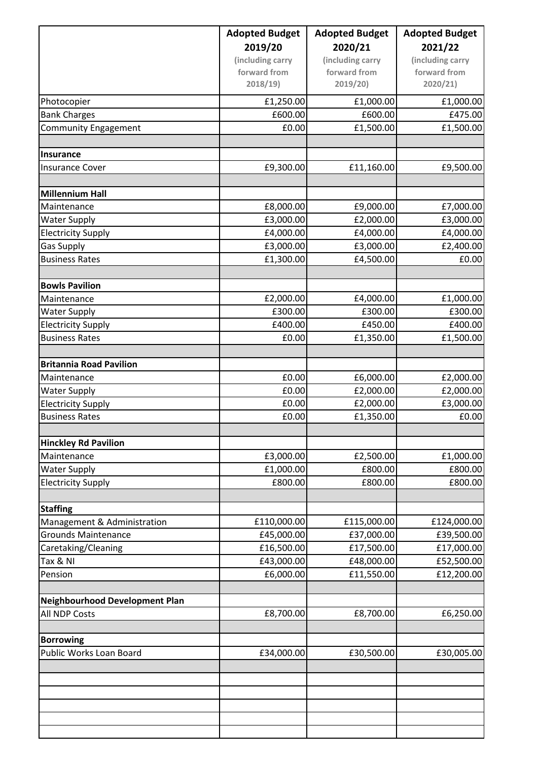| | **Adopted Budget 2019/20** (including carry forward from 2018/19) | **Adopted Budget 2020/21** (including carry forward from 2019/20) | **Adopted Budget 2021/22** (including carry forward from 2020/21) |
|---|---|---|---|
| Photocopier | £1,250.00 | £1,000.00 | £1,000.00 |
| Bank Charges | £600.00 | £600.00 | £475.00 |
| Community Engagement | £0.00 | £1,500.00 | £1,500.00 |
| | | | |
| **Insurance** | | | |
| Insurance Cover | £9,300.00 | £11,160.00 | £9,500.00 |
| | | | |
| **Millennium Hall** | | | |
| Maintenance | £8,000.00 | £9,000.00 | £7,000.00 |
| Water Supply | £3,000.00 | £2,000.00 | £3,000.00 |
| Electricity Supply | £4,000.00 | £4,000.00 | £4,000.00 |
| Gas Supply | £3,000.00 | £3,000.00 | £2,400.00 |
| Business Rates | £1,300.00 | £4,500.00 | £0.00 |
| | | | |
| **Bowls Pavilion** | | | |
| Maintenance | £2,000.00 | £4,000.00 | £1,000.00 |
| Water Supply | £300.00 | £300.00 | £300.00 |
| Electricity Supply | £400.00 | £450.00 | £400.00 |
| Business Rates | £0.00 | £1,350.00 | £1,500.00 |
| | | | |
| **Britannia Road Pavilion** | | | |
| Maintenance | £0.00 | £6,000.00 | £2,000.00 |
| Water Supply | £0.00 | £2,000.00 | £2,000.00 |
| Electricity Supply | £0.00 | £2,000.00 | £3,000.00 |
| Business Rates | £0.00 | £1,350.00 | £0.00 |
| | | | |
| **Hinckley Rd Pavilion** | | | |
| Maintenance | £3,000.00 | £2,500.00 | £1,000.00 |
| Water Supply | £1,000.00 | £800.00 | £800.00 |
| Electricity Supply | £800.00 | £800.00 | £800.00 |
| | | | |
| **Staffing** | | | |
| Management & Administration | £110,000.00 | £115,000.00 | £124,000.00 |
| Grounds Maintenance | £45,000.00 | £37,000.00 | £39,500.00 |
| Caretaking/Cleaning | £16,500.00 | £17,500.00 | £17,000.00 |
| Tax & NI | £43,000.00 | £48,000.00 | £52,500.00 |
| Pension | £6,000.00 | £11,550.00 | £12,200.00 |
| | | | |
| **Neighbourhood Development Plan** | | | |
| All NDP Costs | £8,700.00 | £8,700.00 | £6,250.00 |
| | | | |
| **Borrowing** | | | |
| Public Works Loan Board | £34,000.00 | £30,500.00 | £30,005.00 |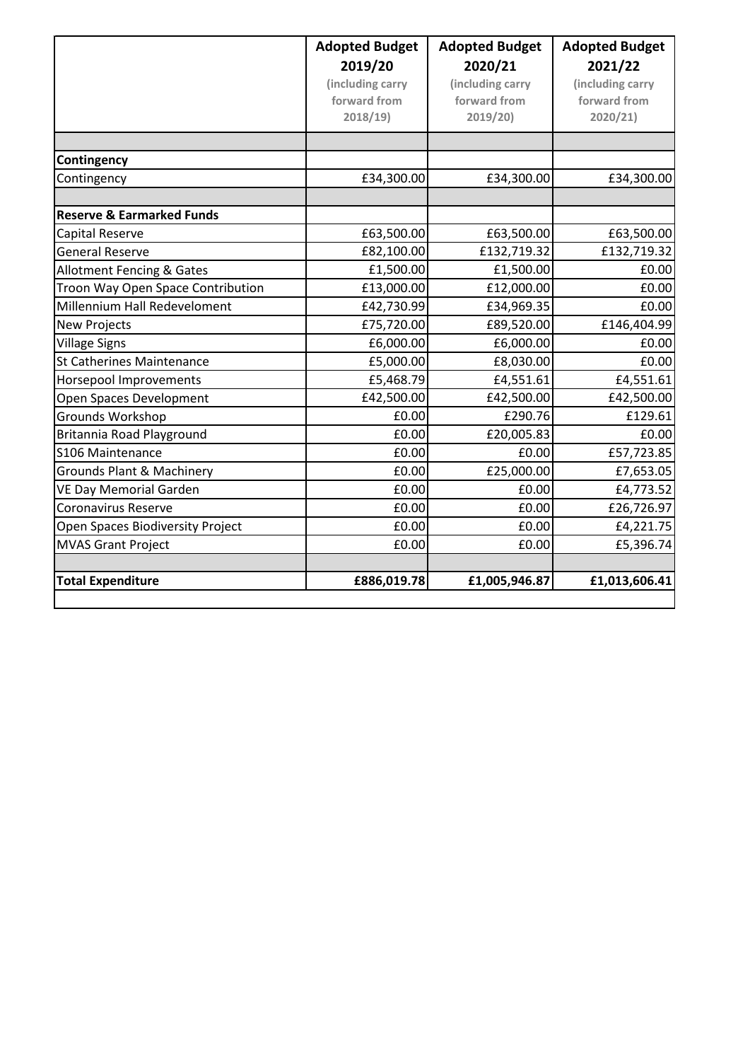| | Adopted Budget 2019/20 (including carry forward from 2018/19) | Adopted Budget 2020/21 (including carry forward from 2019/20) | Adopted Budget 2021/22 (including carry forward from 2020/21) |
|---|---|---|---|
| | | | |
| **Contingency** | | | |
| Contingency | £34,300.00 | £34,300.00 | £34,300.00 |
| | | | |
| **Reserve & Earmarked Funds** | | | |
| Capital Reserve | £63,500.00 | £63,500.00 | £63,500.00 |
| General Reserve | £82,100.00 | £132,719.32 | £132,719.32 |
| Allotment Fencing & Gates | £1,500.00 | £1,500.00 | £0.00 |
| Troon Way Open Space Contribution | £13,000.00 | £12,000.00 | £0.00 |
| Millennium Hall Redeveloment | £42,730.99 | £34,969.35 | £0.00 |
| New Projects | £75,720.00 | £89,520.00 | £146,404.99 |
| Village Signs | £6,000.00 | £6,000.00 | £0.00 |
| St Catherines Maintenance | £5,000.00 | £8,030.00 | £0.00 |
| Horsepool Improvements | £5,468.79 | £4,551.61 | £4,551.61 |
| Open Spaces Development | £42,500.00 | £42,500.00 | £42,500.00 |
| Grounds Workshop | £0.00 | £290.76 | £129.61 |
| Britannia Road Playground | £0.00 | £20,005.83 | £0.00 |
| S106 Maintenance | £0.00 | £0.00 | £57,723.85 |
| Grounds Plant & Machinery | £0.00 | £25,000.00 | £7,653.05 |
| VE Day Memorial Garden | £0.00 | £0.00 | £4,773.52 |
| Coronavirus Reserve | £0.00 | £0.00 | £26,726.97 |
| Open Spaces Biodiversity Project | £0.00 | £0.00 | £4,221.75 |
| MVAS Grant Project | £0.00 | £0.00 | £5,396.74 |
| | | | |
| **Total Expenditure** | **£886,019.78** | **£1,005,946.87** | **£1,013,606.41** |